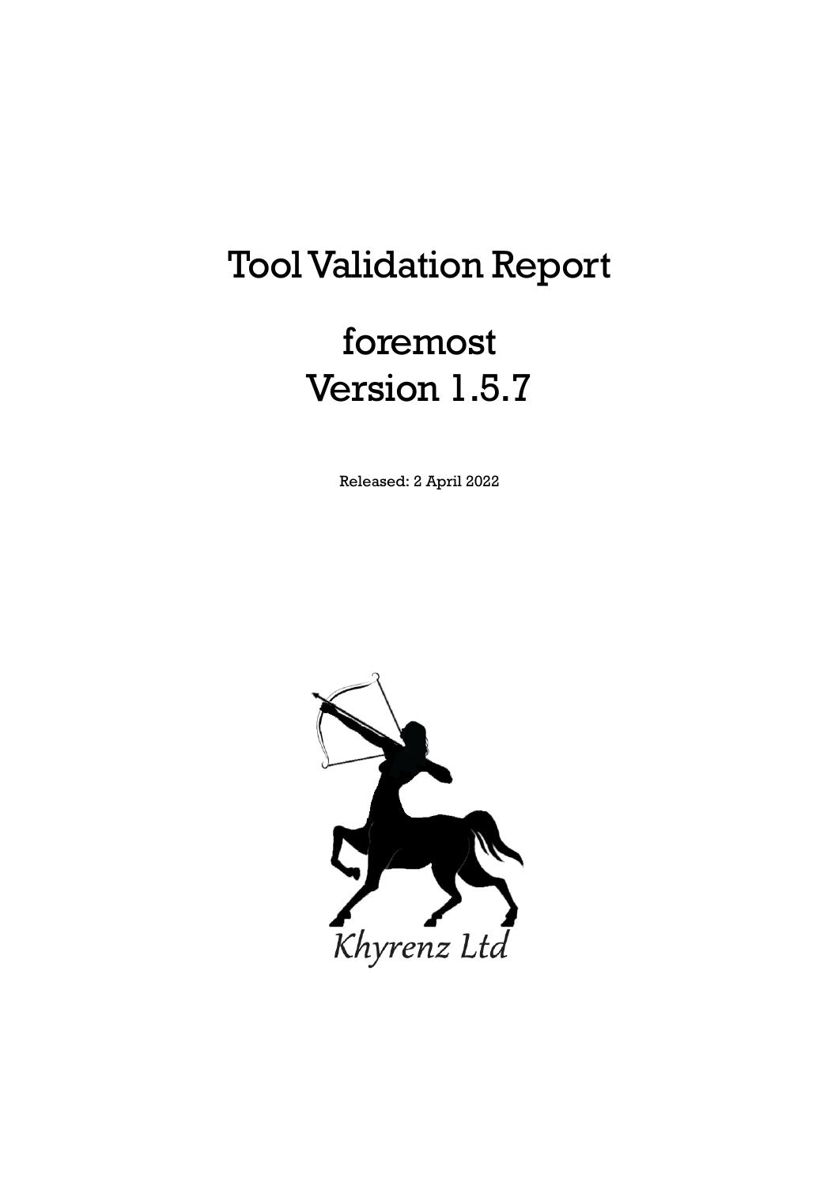# Tool Validation Report

# foremost
# Version 1.5.7

Released: 2 April 2022

Khyrenz Ltd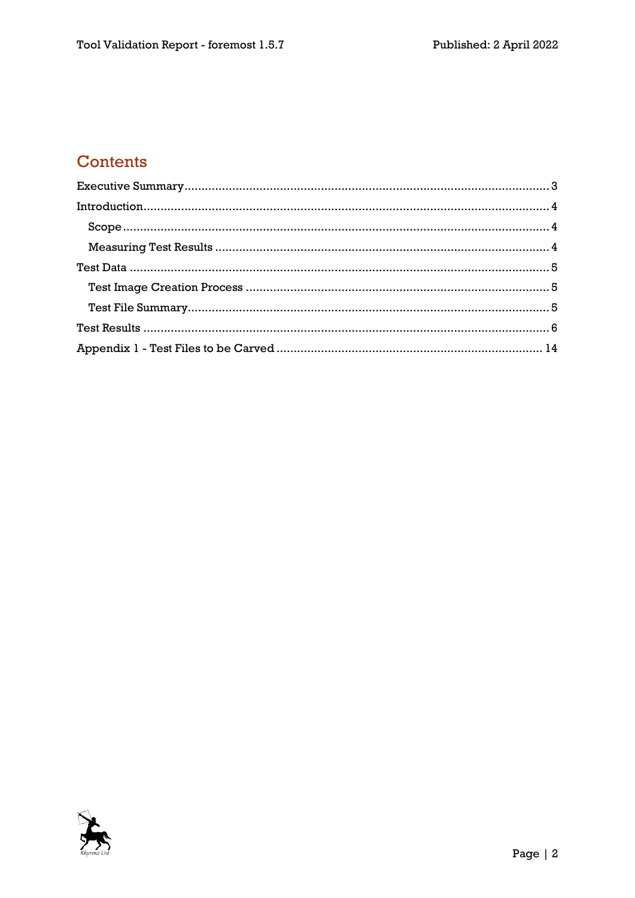## Contents

Executive Summary ..... 3

Introduction ..... 4

- Scope ..... 4
- Measuring Test Results ..... 4

Test Data ..... 5

- Test Image Creation Process ..... 5
- Test File Summary ..... 5

Test Results ..... 6

Appendix 1 - Test Files to be Carved ..... 14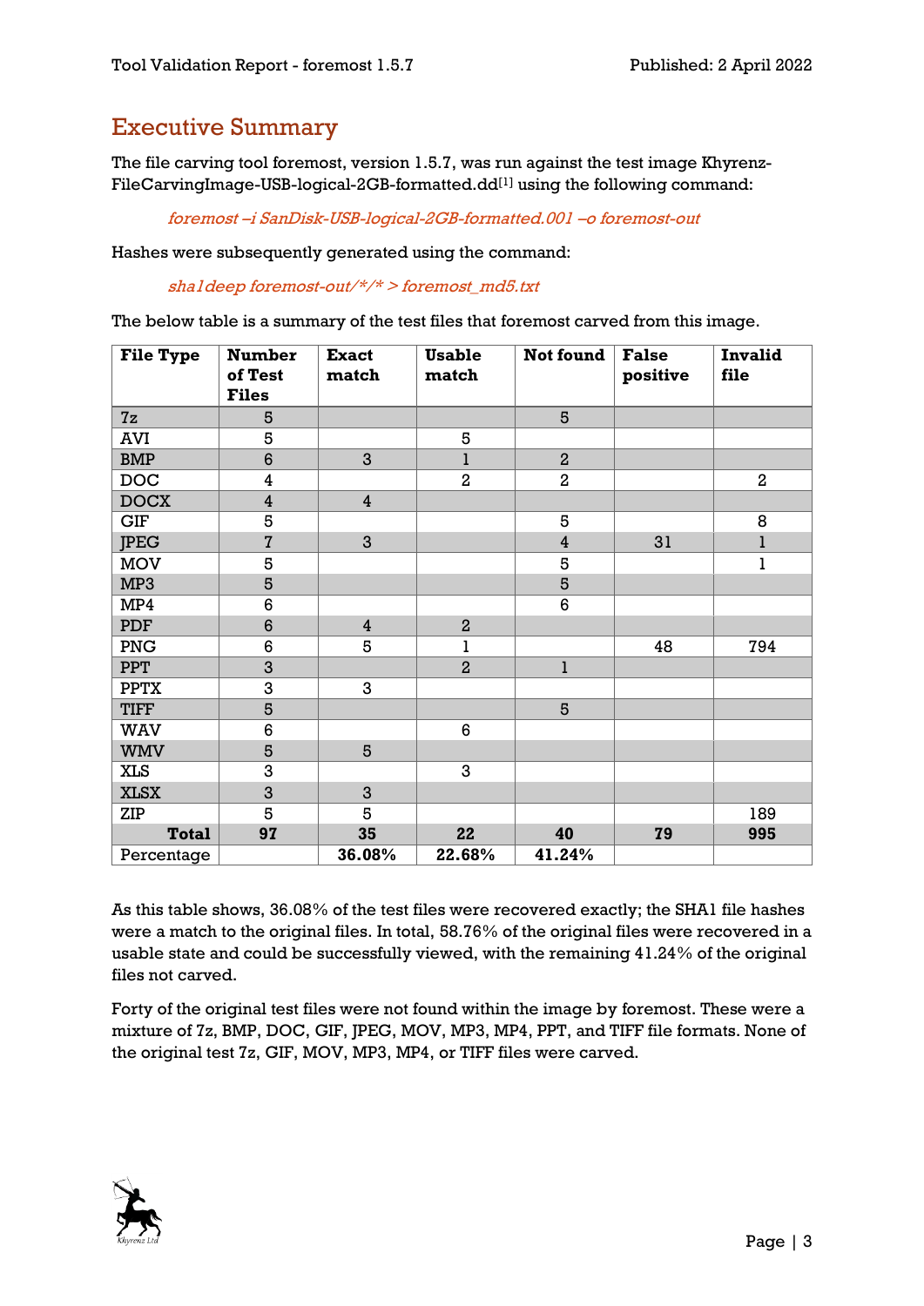## Executive Summary

The file carving tool foremost, version 1.5.7, was run against the test image Khyrenz-FileCarvingImage-USB-logical-2GB-formatted.dd[1] using the following command:

*foremost –i SanDisk-USB-logical-2GB-formatted.001 –o foremost-out*

Hashes were subsequently generated using the command:

*sha1deep foremost-out/*/* > foremost_md5.txt*

The below table is a summary of the test files that foremost carved from this image.

| File Type | Number of Test Files | Exact match | Usable match | Not found | False positive | Invalid file |
|---|---|---|---|---|---|---|
| 7z | 5 | | | 5 | | |
| AVI | 5 | | 5 | | | |
| BMP | 6 | 3 | 1 | 2 | | |
| DOC | 4 | | 2 | 2 | | 2 |
| DOCX | 4 | 4 | | | | |
| GIF | 5 | | | 5 | | 8 |
| JPEG | 7 | 3 | | 4 | 31 | 1 |
| MOV | 5 | | | 5 | | 1 |
| MP3 | 5 | | | 5 | | |
| MP4 | 6 | | | 6 | | |
| PDF | 6 | 4 | 2 | | | |
| PNG | 6 | 5 | 1 | | 48 | 794 |
| PPT | 3 | | 2 | 1 | | |
| PPTX | 3 | 3 | | | | |
| TIFF | 5 | | | 5 | | |
| WAV | 6 | | 6 | | | |
| WMV | 5 | 5 | | | | |
| XLS | 3 | | 3 | | | |
| XLSX | 3 | 3 | | | | |
| ZIP | 5 | 5 | | | | 189 |
| **Total** | **97** | **35** | **22** | **40** | **79** | **995** |
| Percentage | | **36.08%** | **22.68%** | **41.24%** | | |

As this table shows, 36.08% of the test files were recovered exactly; the SHA1 file hashes were a match to the original files. In total, 58.76% of the original files were recovered in a usable state and could be successfully viewed, with the remaining 41.24% of the original files not carved.

Forty of the original test files were not found within the image by foremost. These were a mixture of 7z, BMP, DOC, GIF, JPEG, MOV, MP3, MP4, PPT, and TIFF file formats. None of the original test 7z, GIF, MOV, MP3, MP4, or TIFF files were carved.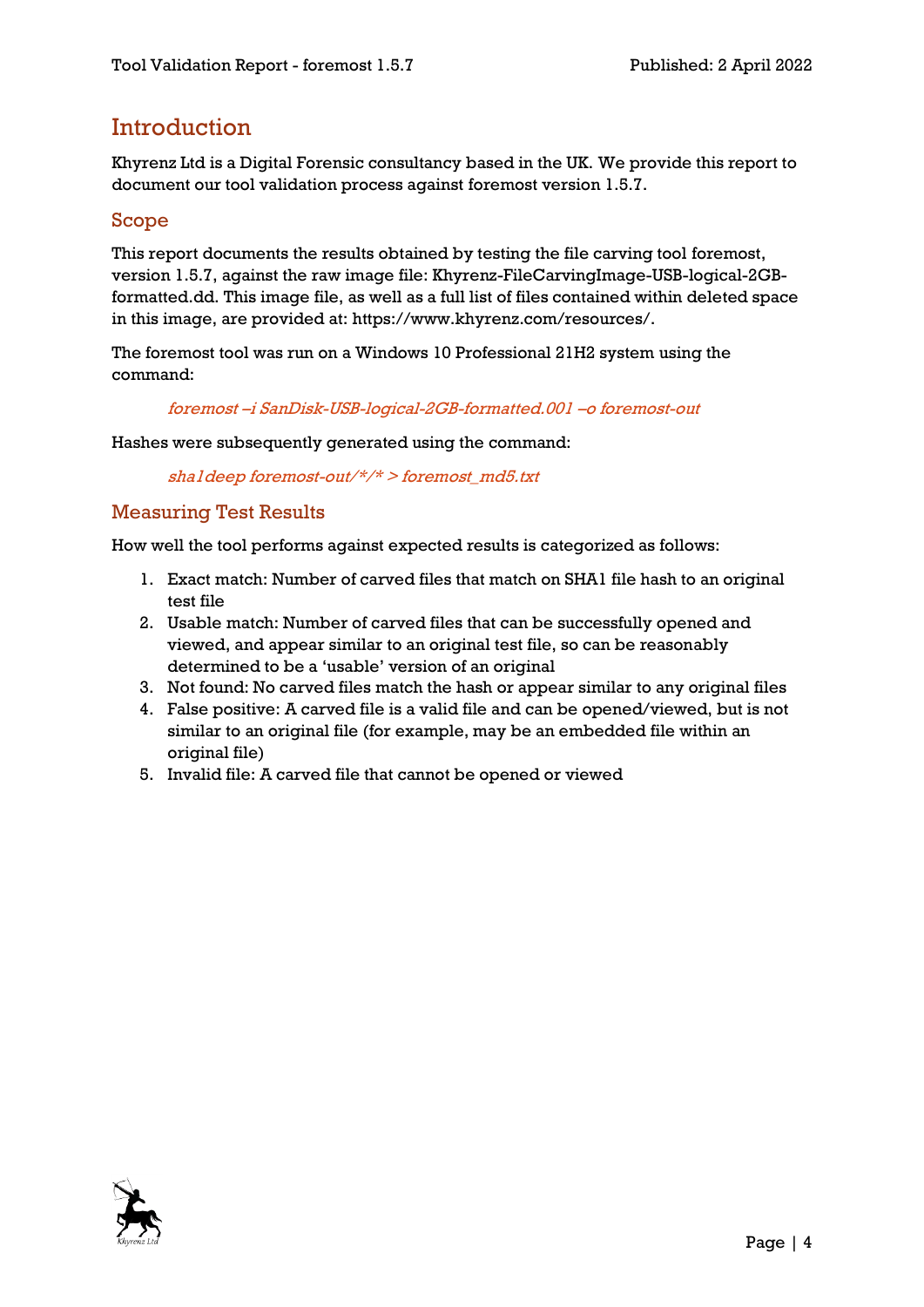# Introduction

Khyrenz Ltd is a Digital Forensic consultancy based in the UK. We provide this report to document our tool validation process against foremost version 1.5.7.

## Scope

This report documents the results obtained by testing the file carving tool foremost, version 1.5.7, against the raw image file: Khyrenz-FileCarvingImage-USB-logical-2GB-formatted.dd. This image file, as well as a full list of files contained within deleted space in this image, are provided at: https://www.khyrenz.com/resources/.

The foremost tool was run on a Windows 10 Professional 21H2 system using the command:

*foremost –i SanDisk-USB-logical-2GB-formatted.001 –o foremost-out*

Hashes were subsequently generated using the command:

*sha1deep foremost-out/*/* > foremost_md5.txt*

## Measuring Test Results

How well the tool performs against expected results is categorized as follows:

1. Exact match: Number of carved files that match on SHA1 file hash to an original test file
2. Usable match: Number of carved files that can be successfully opened and viewed, and appear similar to an original test file, so can be reasonably determined to be a 'usable' version of an original
3. Not found: No carved files match the hash or appear similar to any original files
4. False positive: A carved file is a valid file and can be opened/viewed, but is not similar to an original file (for example, may be an embedded file within an original file)
5. Invalid file: A carved file that cannot be opened or viewed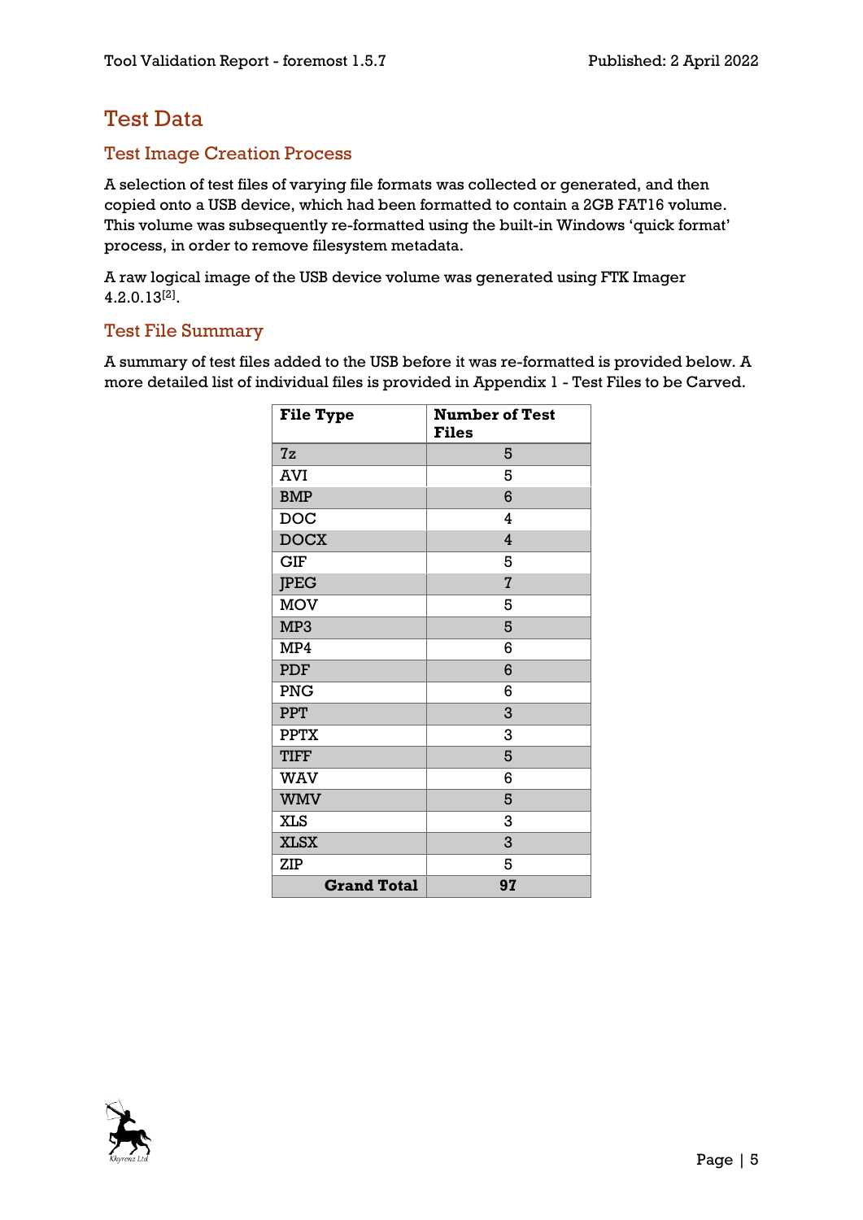# Test Data

## Test Image Creation Process

A selection of test files of varying file formats was collected or generated, and then copied onto a USB device, which had been formatted to contain a 2GB FAT16 volume. This volume was subsequently re-formatted using the built-in Windows 'quick format' process, in order to remove filesystem metadata.

A raw logical image of the USB device volume was generated using FTK Imager 4.2.0.13[2].

## Test File Summary

A summary of test files added to the USB before it was re-formatted is provided below. A more detailed list of individual files is provided in Appendix 1 - Test Files to be Carved.

| File Type | Number of Test Files |
|---|---|
| 7z | 5 |
| AVI | 5 |
| BMP | 6 |
| DOC | 4 |
| DOCX | 4 |
| GIF | 5 |
| JPEG | 7 |
| MOV | 5 |
| MP3 | 5 |
| MP4 | 6 |
| PDF | 6 |
| PNG | 6 |
| PPT | 3 |
| PPTX | 3 |
| TIFF | 5 |
| WAV | 6 |
| WMV | 5 |
| XLS | 3 |
| XLSX | 3 |
| ZIP | 5 |
| **Grand Total** | **97** |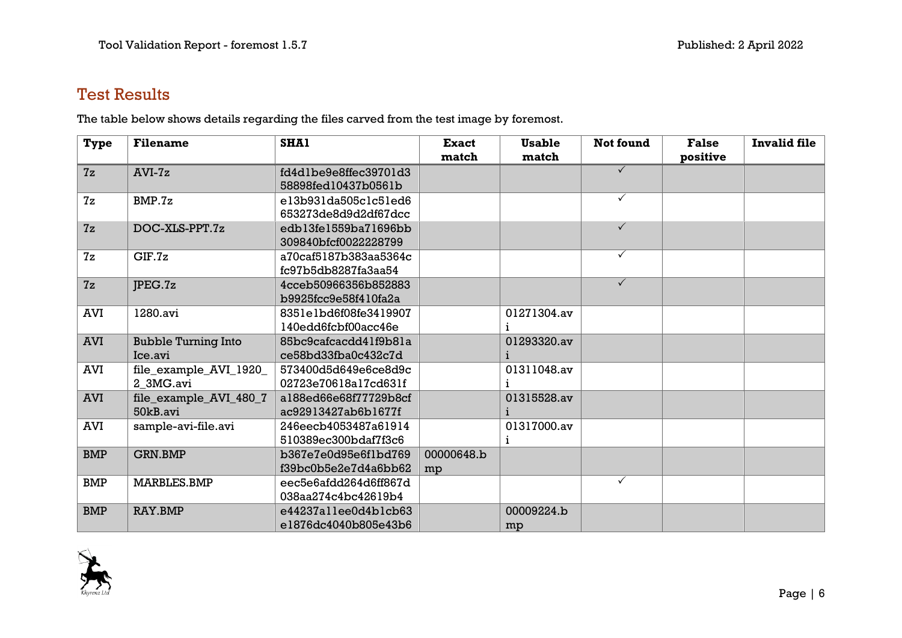## Test Results

The table below shows details regarding the files carved from the test image by foremost.

| Type | Filename | SHA1 | Exact match | Usable match | Not found | False positive | Invalid file |
|---|---|---|---|---|---|---|---|
| 7z | AVI-7z | fd4d1be9e8ffec39701d358898fed10437b0561b | | | ✓ | | |
| 7z | BMP.7z | e13b931da505c1c51ed6653273de8d9d2df67dcc | | | ✓ | | |
| 7z | DOC-XLS-PPT.7z | edb13fe1559ba71696bb309840bfcf0022228799 | | | ✓ | | |
| 7z | GIF.7z | a70caf5187b383aa5364cfc97b5db8287fa3aa54 | | | ✓ | | |
| 7z | JPEG.7z | 4cceb50966356b852883b9925fcc9e58f410fa2a | | | ✓ | | |
| AVI | 1280.avi | 8351e1bd6f08fe3419907140edd6fcbf00acc46e | | 01271304.avi | | | |
| AVI | Bubble Turning Into Ice.avi | 85bc9cafcacdd41f9b81ace58bd33fba0c432c7d | | 01293320.avi | | | |
| AVI | file_example_AVI_1920_2_3MG.avi | 573400d5d649e6ce8d9c02723e70618a17cd631f | | 01311048.avi | | | |
| AVI | file_example_AVI_480_750kB.avi | a188ed66e68f77729b8cfac92913427ab6b1677f | | 01315528.avi | | | |
| AVI | sample-avi-file.avi | 246eecb4053487a61914510389ec300bdaf7f3c6 | | 01317000.avi | | | |
| BMP | GRN.BMP | b367e7e0d95e6f1bd769f39bc0b5e2e7d4a6bb62 | 00000648.bmp | | | | |
| BMP | MARBLES.BMP | eec5e6afdd264d6ff867d038aa274c4bc42619b4 | | | ✓ | | |
| BMP | RAY.BMP | e44237a11ee0d4b1cb63e1876dc4040b805e43b6 | | 00009224.bmp | | | |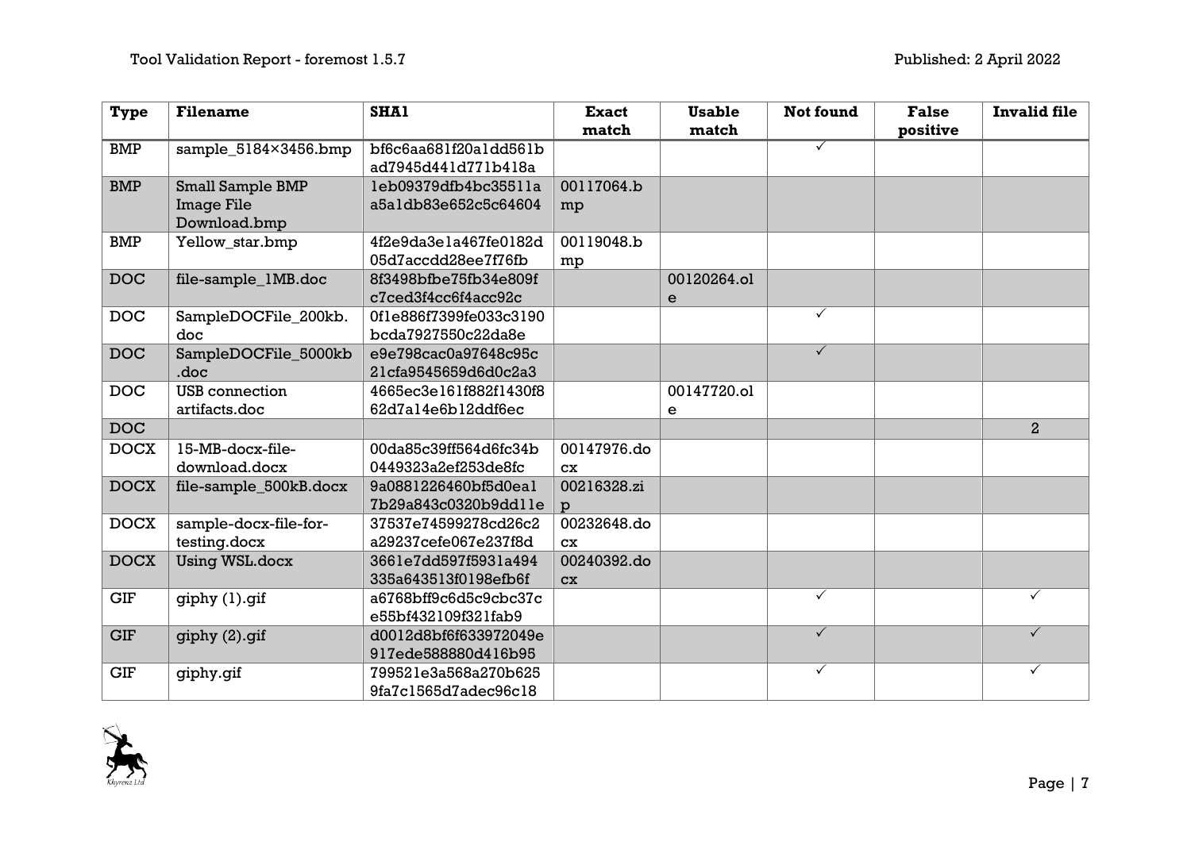| Type | Filename | SHA1 | Exact match | Usable match | Not found | False positive | Invalid file |
|---|---|---|---|---|---|---|---|
| BMP | sample_5184×3456.bmp | bf6c6aa681f20a1dd561bad7945d441d771b418a | | | ✓ | | |
| BMP | Small Sample BMP Image File Download.bmp | 1eb09379dfb4bc35511aa5a1db83e652c5c64604 | 00117064.bmp | | | | |
| BMP | Yellow_star.bmp | 4f2e9da3e1a467fe0182d05d7accdd28ee7f76fb | 00119048.bmp | | | | |
| DOC | file-sample_1MB.doc | 8f3498bfbe75fb34e809fc7ced3f4cc6f4acc92c | | 00120264.ole | | | |
| DOC | SampleDOCFile_200kb.doc | 0f1e886f7399fe033c3190bcda7927550c22da8e | | | ✓ | | |
| DOC | SampleDOCFile_5000kb.doc | e9e798cac0a97648c95c21cfa9545659d6d0c2a3 | | | ✓ | | |
| DOC | USB connection artifacts.doc | 4665ec3e161f882f1430f862d7a14e6b12ddf6ec | | 00147720.ole | | | |
| DOC | | | | | | | 2 |
| DOCX | 15-MB-docx-file-download.docx | 00da85c39ff564d6fc34b0449323a2ef253de8fc | 00147976.docx | | | | |
| DOCX | file-sample_500kB.docx | 9a0881226460bf5d0ea17b29a843c0320b9dd11e | 00216328.zip | | | | |
| DOCX | sample-docx-file-for-testing.docx | 37537e74599278cd26c2a29237cefe067e237f8d | 00232648.docx | | | | |
| DOCX | Using WSL.docx | 3661e7dd597f5931a494335a643513f0198efb6f | 00240392.docx | | | | |
| GIF | giphy (1).gif | a6768bff9c6d5c9cbc37ce55bf432109f321fab9 | | | ✓ | | ✓ |
| GIF | giphy (2).gif | d0012d8bf6f633972049e917ede588880d416b95 | | | ✓ | | ✓ |
| GIF | giphy.gif | 799521e3a568a270b6259fa7c1565d7adec96c18 | | | ✓ | | ✓ |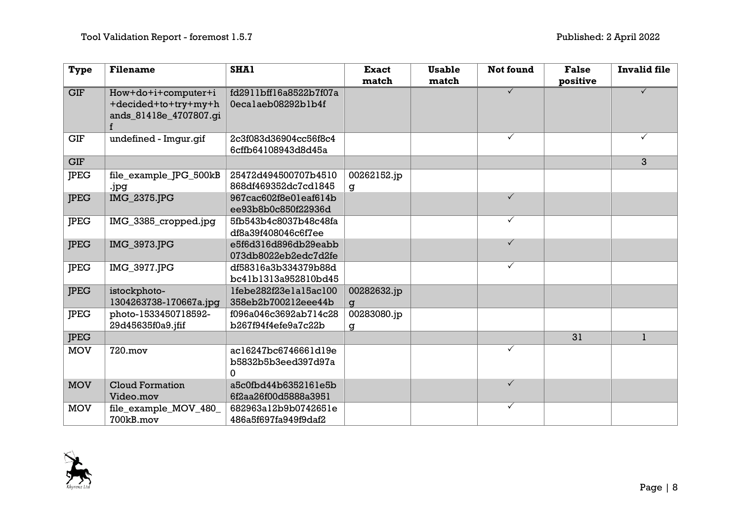| Type | Filename | SHA1 | Exact match | Usable match | Not found | False positive | Invalid file |
| --- | --- | --- | --- | --- | --- | --- | --- |
| GIF | How+do+i+computer+i+decided+to+try+my+hands_81418e_4707807.gif | fd2911bff16a8522b7f07a0eca1aeb08292b1b4f | | | ✓ | | ✓ |
| GIF | undefined - Imgur.gif | 2c3f083d36904cc56f8c46cffb64108943d8d45a | | | ✓ | | ✓ |
| GIF | | | | | | | 3 |
| JPEG | file_example_JPG_500kB.jpg | 25472d494500707b4510868df469352dc7cd1845 | 00262152.jpg | | | | |
| JPEG | IMG_2375.JPG | 967cac602f8e01eaf614bee93b8b0c850f22936d | | | ✓ | | |
| JPEG | IMG_3385_cropped.jpg | 5fb543b4c8037b48c48fadf8a39f408046c6f7ee | | | ✓ | | |
| JPEG | IMG_3973.JPG | e5f6d316d896db29eabb073db8022eb2edc7d2fe | | | ✓ | | |
| JPEG | IMG_3977.JPG | df58316a3b334379b88dbc41b1313a952810bd45 | | | ✓ | | |
| JPEG | istockphoto-1304263738-170667a.jpg | 1febe282f23e1a15ac100358eb2b700212eee44b | 00282632.jpg | | | | |
| JPEG | photo-1533450718592-29d45635f0a9.jfif | f096a046c3692ab714c28b267f94f4efe9a7c22b | 00283080.jpg | | | | |
| JPEG | | | | | | 31 | 1 |
| MOV | 720.mov | ac16247bc6746661d19eb5832b5b3eed397d97a0 | | | ✓ | | |
| MOV | Cloud Formation Video.mov | a5c0fbd44b6352161e5b6f2aa26f00d5888a3951 | | | ✓ | | |
| MOV | file_example_MOV_480_700kB.mov | 682963a12b9b0742651e486a5f697fa949f9daf2 | | | ✓ | | |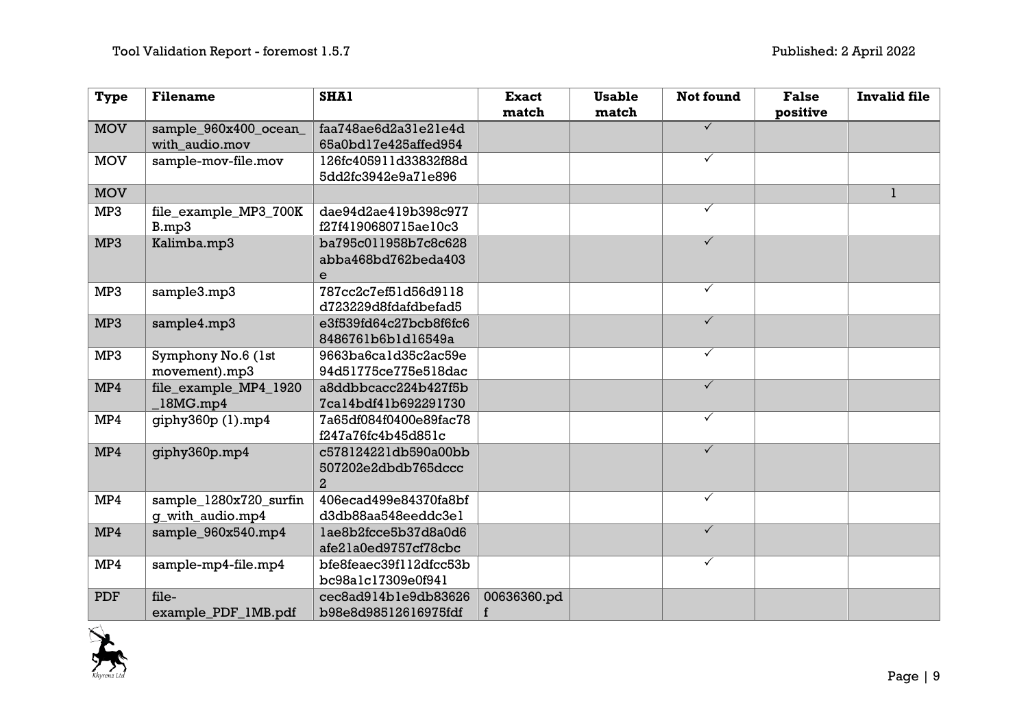| Type | Filename | SHA1 | Exact match | Usable match | Not found | False positive | Invalid file |
|---|---|---|---|---|---|---|---|
| MOV | sample_960x400_ocean_with_audio.mov | faa748ae6d2a31e21e4d65a0bd17e425affed954 | | | ✓ | | |
| MOV | sample-mov-file.mov | 126fc405911d33832f88d5dd2fc3942e9a71e896 | | | ✓ | | |
| MOV | | | | | | | 1 |
| MP3 | file_example_MP3_700KB.mp3 | dae94d2ae419b398c977f27f4190680715ae10c3 | | | ✓ | | |
| MP3 | Kalimba.mp3 | ba795c011958b7c8c628abba468bd762beda403e | | | ✓ | | |
| MP3 | sample3.mp3 | 787cc2c7ef51d56d9118d723229d8fdafdbefad5 | | | ✓ | | |
| MP3 | sample4.mp3 | e3f539fd64c27bcb8f6fc68486761b6b1d16549a | | | ✓ | | |
| MP3 | Symphony No.6 (1st movement).mp3 | 9663ba6ca1d35c2ac59e94d51775ce775e518dac | | | ✓ | | |
| MP4 | file_example_MP4_1920_18MG.mp4 | a8ddbbcacc224b427f5b7ca14bdf41b692291730 | | | ✓ | | |
| MP4 | giphy360p (1).mp4 | 7a65df084f0400e89fac78f247a76fc4b45d851c | | | ✓ | | |
| MP4 | giphy360p.mp4 | c578124221db590a00bb507202e2dbdb765dccc2 | | | ✓ | | |
| MP4 | sample_1280x720_surfing_with_audio.mp4 | 406ecad499e84370fa8bfd3db88aa548eeddc3e1 | | | ✓ | | |
| MP4 | sample_960x540.mp4 | 1ae8b2fcce5b37d8a0d6afe21a0ed9757cf78cbc | | | ✓ | | |
| MP4 | sample-mp4-file.mp4 | bfe8feaec39f112dfcc53bbc98a1c17309e0f941 | | | ✓ | | |
| PDF | file-example_PDF_1MB.pdf | cec8ad914b1e9db83626b98e8d98512616975fdf | 00636360.pdf | | | | |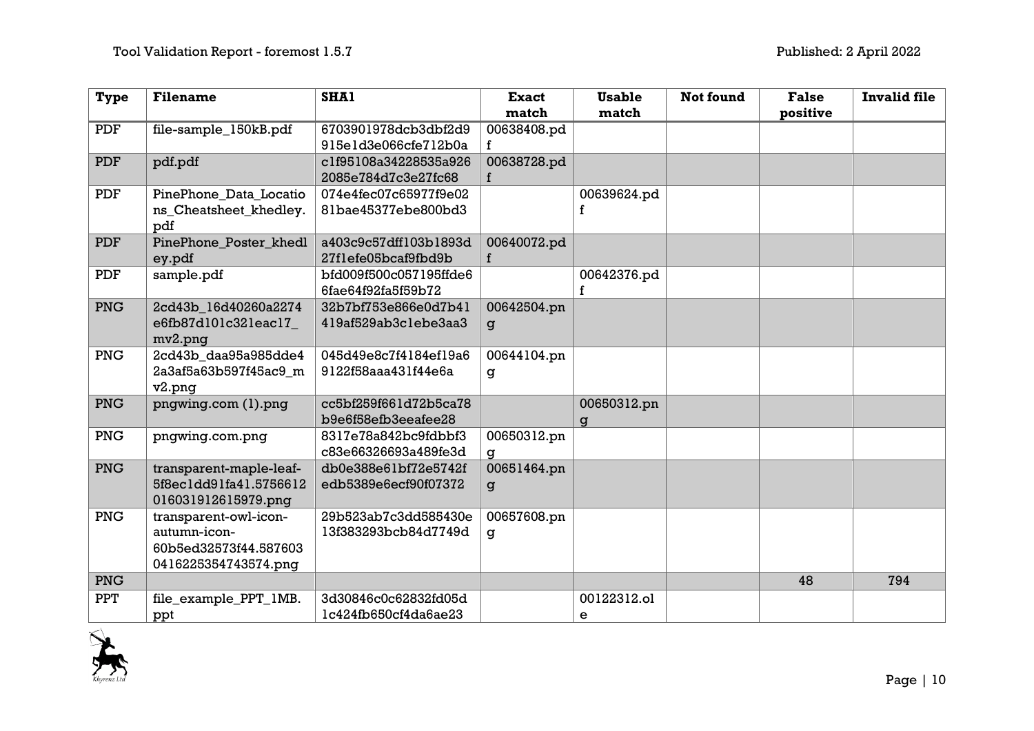| Type | Filename | SHA1 | Exact match | Usable match | Not found | False positive | Invalid file |
|---|---|---|---|---|---|---|---|
| PDF | file-sample_150kB.pdf | 6703901978dcb3dbf2d9915e1d3e066cfe712b0a | 00638408.pdf | | | | |
| PDF | pdf.pdf | c1f95108a34228535a9262085e784d7c3e27fc68 | 00638728.pdf | | | | |
| PDF | PinePhone_Data_Locations_Cheatsheet_khedley.pdf | 074e4fec07c65977f9e0281bae45377ebe800bd3 | | 00639624.pdf | | | |
| PDF | PinePhone_Poster_khedley.pdf | a403c9c57dff103b1893d27f1efe05bcaf9fbd9b | 00640072.pdf | | | | |
| PDF | sample.pdf | bfd009f500c057195ffde66fae64f92fa5f59b72 | | 00642376.pdf | | | |
| PNG | 2cd43b_16d40260a2274e6fb87d101c321eac17_mv2.png | 32b7bf753e866e0d7b41419af529ab3c1ebe3aa3 | 00642504.png | | | | |
| PNG | 2cd43b_daa95a985dde42a3af5a63b597f45ac9_mv2.png | 045d49e8c7f4184ef19a69122f58aaa431f44e6a | 00644104.png | | | | |
| PNG | pngwing.com (1).png | cc5bf259f661d72b5ca78b9e6f58efb3eeafee28 | | 00650312.png | | | |
| PNG | pngwing.com.png | 8317e78a842bc9fdbbf3c83e66326693a489fe3d | 00650312.png | | | | |
| PNG | transparent-maple-leaf-5f8ec1dd91fa41.5756612016031912615979.png | db0e388e61bf72e5742fedb5389e6ecf90f07372 | 00651464.png | | | | |
| PNG | transparent-owl-icon-autumn-icon-60b5ed32573f44.5876030416225354743574.png | 29b523ab7c3dd585430e13f383293bcb84d7749d | 00657608.png | | | | |
| PNG | | | | | | 48 | 794 |
| PPT | file_example_PPT_1MB.ppt | 3d30846c0c62832fd05d1c424fb650cf4da6ae23 | | 00122312.ole | | | |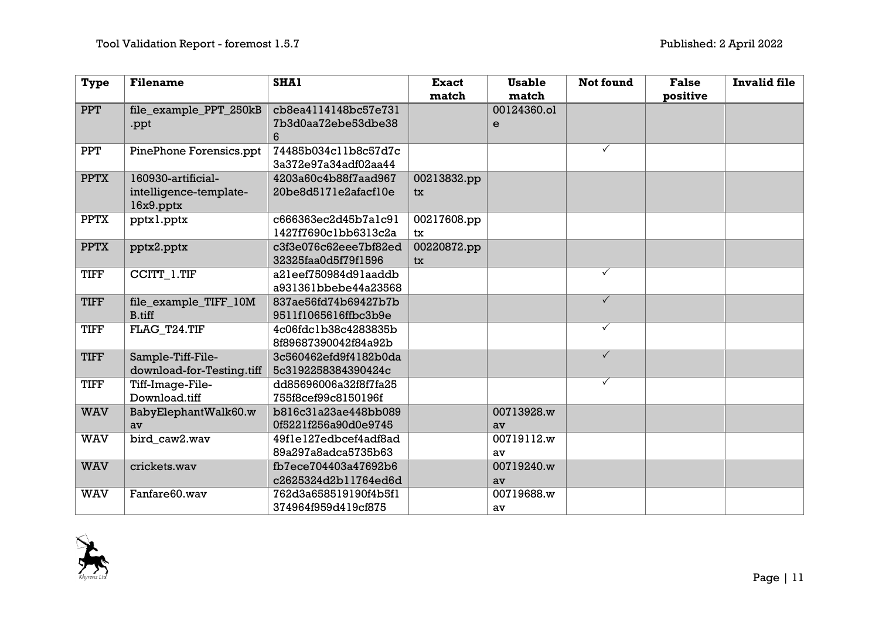| Type | Filename | SHA1 | Exact match | Usable match | Not found | False positive | Invalid file |
|---|---|---|---|---|---|---|---|
| PPT | file_example_PPT_250kB.ppt | cb8ea4114148bc57e7317b3d0aa72ebe53dbe386 | | 00124360.ole | | | |
| PPT | PinePhone Forensics.ppt | 74485b034c11b8c57d7c3a372e97a34adf02aa44 | | | ✓ | | |
| PPTX | 160930-artificial-intelligence-template-16x9.pptx | 4203a60c4b88f7aad96720be8d5171e2afacf10e | 00213832.pptx | | | | |
| PPTX | pptx1.pptx | c666363ec2d45b7a1c911427f7690c1bb6313c2a | 00217608.pptx | | | | |
| PPTX | pptx2.pptx | c3f3e076c62eee7bf82ed32325faa0d5f79f1596 | 00220872.pptx | | | | |
| TIFF | CCITT_1.TIF | a21eef750984d91aaddba931361bbebe44a23568 | | | ✓ | | |
| TIFF | file_example_TIFF_10MB.tiff | 837ae56fd74b69427b7b9511f1065616ffbc3b9e | | | ✓ | | |
| TIFF | FLAG_T24.TIF | 4c06fdc1b38c4283835b8f89687390042f84a92b | | | ✓ | | |
| TIFF | Sample-Tiff-File-download-for-Testing.tiff | 3c560462efd9f4182b0da5c3192258384390424c | | | ✓ | | |
| TIFF | Tiff-Image-File-Download.tiff | dd85696006a32f8f7fa25755f8cef99c8150196f | | | ✓ | | |
| WAV | BabyElephantWalk60.wav | b816c31a23ae448bb0890f5221f256a90d0e9745 | | 00713928.wav | | | |
| WAV | bird_caw2.wav | 49f1e127edbcef4adf8ad89a297a8adca5735b63 | | 00719112.wav | | | |
| WAV | crickets.wav | fb7ece704403a47692b6c2625324d2b11764ed6d | | 00719240.wav | | | |
| WAV | Fanfare60.wav | 762d3a658519190f4b5f1374964f959d419cf875 | | 00719688.wav | | | |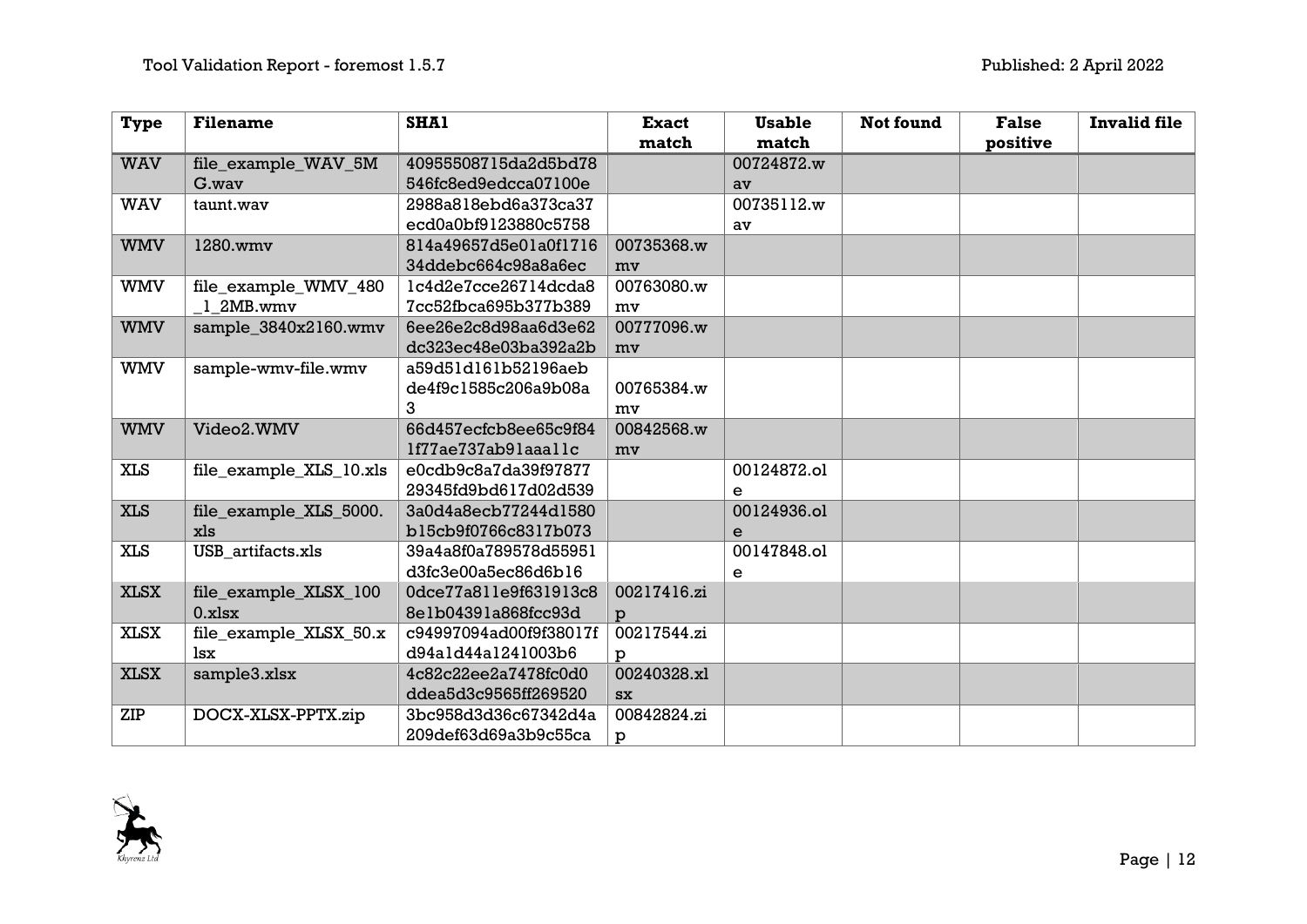| Type | Filename | SHA1 | Exact match | Usable match | Not found | False positive | Invalid file |
|---|---|---|---|---|---|---|---|
| WAV | file_example_WAV_5MG.wav | 40955508715da2d5bd78546fc8ed9edcca07100e | | 00724872.wav | | | |
| WAV | taunt.wav | 2988a818ebd6a373ca37ecd0a0bf9123880c5758 | | 00735112.wav | | | |
| WMV | 1280.wmv | 814a49657d5e01a0f171634ddebc664c98a8a6ec | 00735368.wmv | | | | |
| WMV | file_example_WMV_480_1_2MB.wmv | 1c4d2e7cce26714dcda87cc52fbca695b377b389 | 00763080.wmv | | | | |
| WMV | sample_3840x2160.wmv | 6ee26e2c8d98aa6d3e62dc323ec48e03ba392a2b | 00777096.wmv | | | | |
| WMV | sample-wmv-file.wmv | a59d51d161b52196aebde4f9c1585c206a9b08a3 | 00765384.wmv | | | | |
| WMV | Video2.WMV | 66d457ecfcb8ee65c9f841f77ae737ab91aaa11c | 00842568.wmv | | | | |
| XLS | file_example_XLS_10.xls | e0cdb9c8a7da39f9787729345fd9bd617d02d539 | | 00124872.ole | | | |
| XLS | file_example_XLS_5000.xls | 3a0d4a8ecb77244d1580b15cb9f0766c8317b073 | | 00124936.ole | | | |
| XLS | USB_artifacts.xls | 39a4a8f0a789578d55951d3fc3e00a5ec86d6b16 | | 00147848.ole | | | |
| XLSX | file_example_XLSX_1000.xlsx | 0dce77a811e9f631913c88e1b04391a868fcc93d | 00217416.zip | | | | |
| XLSX | file_example_XLSX_50.xlsx | c94997094ad00f9f38017fd94a1d44a1241003b6 | 00217544.zip | | | | |
| XLSX | sample3.xlsx | 4c82c22ee2a7478fc0d0ddea5d3c9565ff269520 | 00240328.xlsx | | | | |
| ZIP | DOCX-XLSX-PPTX.zip | 3bc958d3d36c67342d4a209def63d69a3b9c55ca | 00842824.zip | | | | |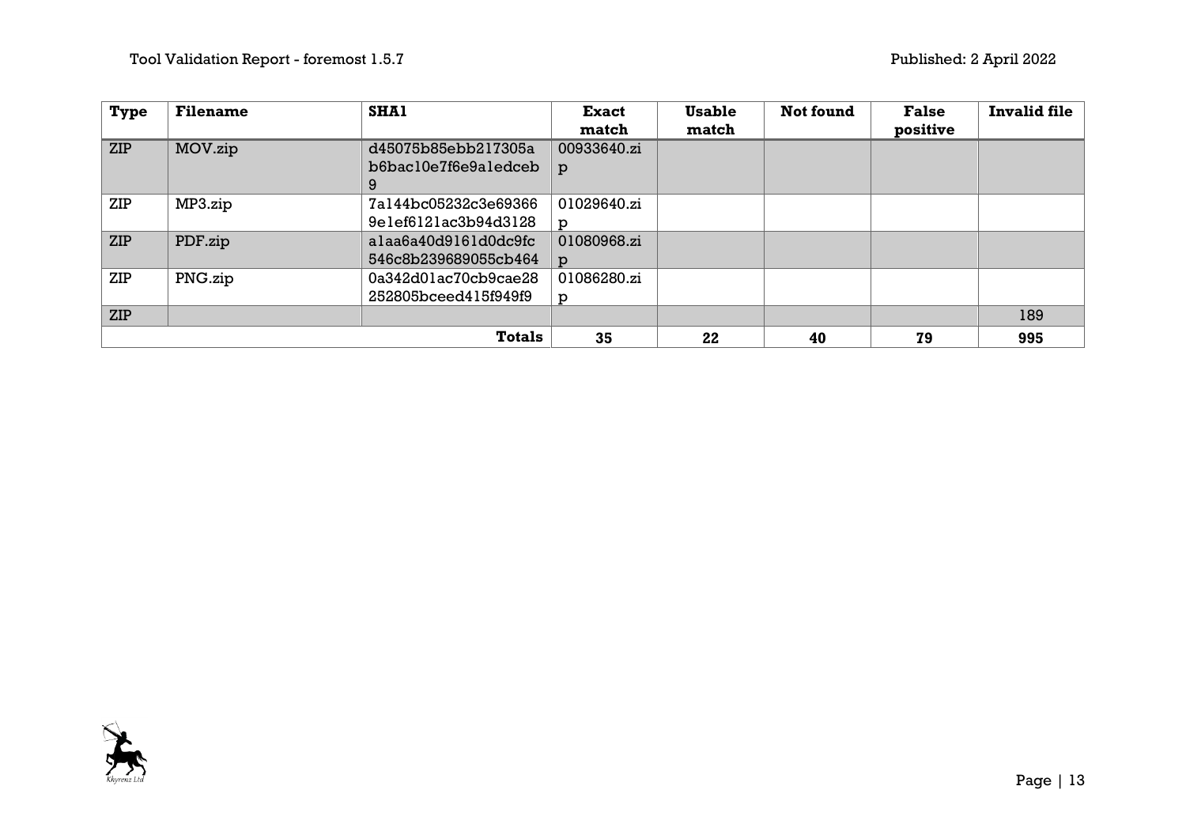| Type | Filename | SHA1 | Exact match | Usable match | Not found | False positive | Invalid file |
|---|---|---|---|---|---|---|---|
| ZIP | MOV.zip | d45075b85ebb217305ab6bac10e7f6e9a1edceb9 | 00933640.zip | | | | |
| ZIP | MP3.zip | 7a144bc05232c3e693669e1ef6121ac3b94d3128 | 01029640.zip | | | | |
| ZIP | PDF.zip | a1aa6a40d9161d0dc9fc546c8b239689055cb464 | 01080968.zip | | | | |
| ZIP | PNG.zip | 0a342d01ac70cb9cae28252805bceed415f949f9 | 01086280.zip | | | | |
| ZIP | | | | | | | 189 |
| | | **Totals** | **35** | **22** | **40** | **79** | **995** |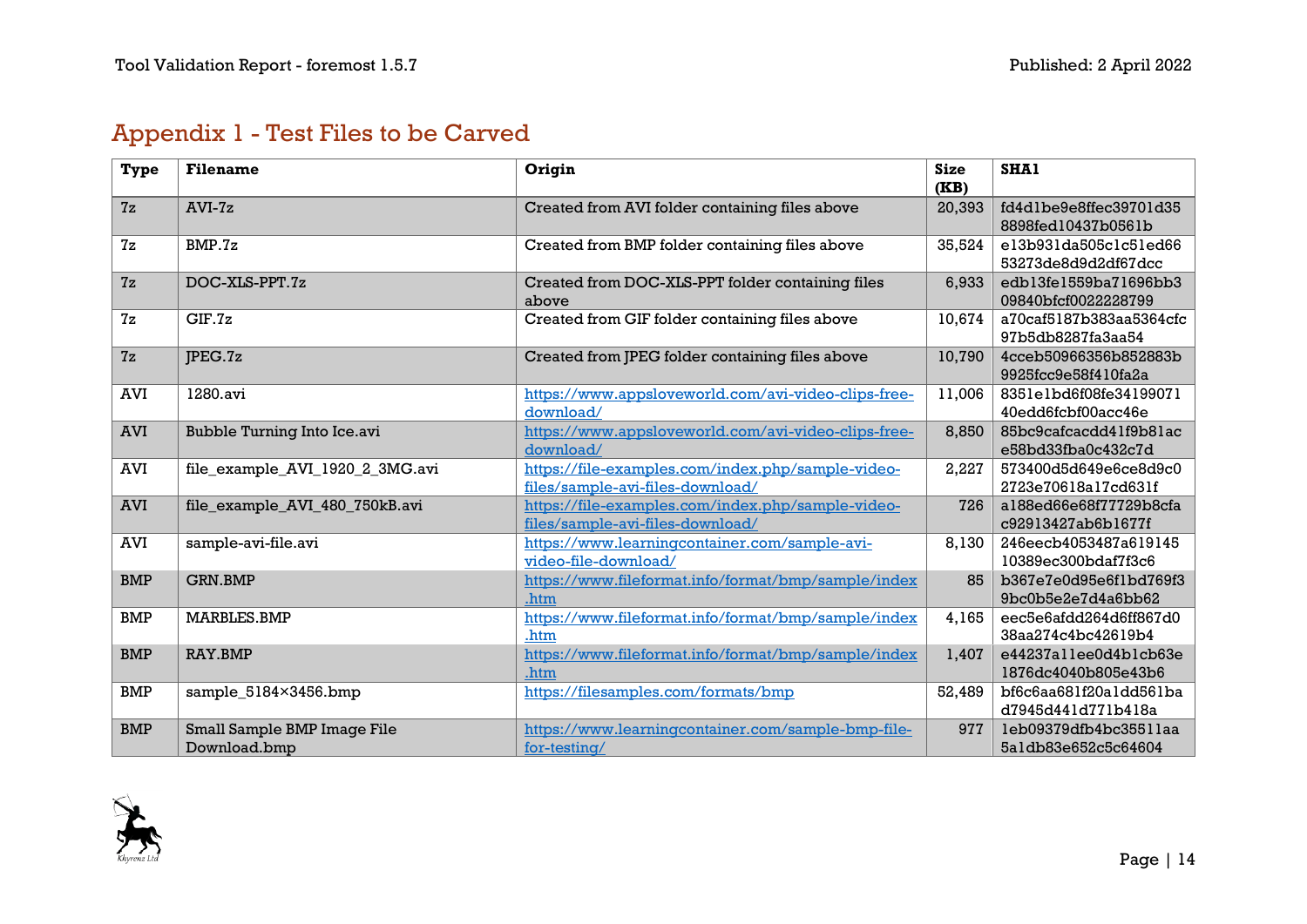## Appendix 1 - Test Files to be Carved

| Type | Filename | Origin | Size (KB) | SHA1 |
|---|---|---|---|---|
| 7z | AVI-7z | Created from AVI folder containing files above | 20,393 | fd4d1be9e8ffec39701d358898fed10437b0561b |
| 7z | BMP.7z | Created from BMP folder containing files above | 35,524 | e13b931da505c1c51ed6653273de8d9d2df67dcc |
| 7z | DOC-XLS-PPT.7z | Created from DOC-XLS-PPT folder containing files above | 6,933 | edb13fe1559ba71696bb309840bfcf0022228799 |
| 7z | GIF.7z | Created from GIF folder containing files above | 10,674 | a70caf5187b383aa5364cfc97b5db8287fa3aa54 |
| 7z | JPEG.7z | Created from JPEG folder containing files above | 10,790 | 4cceb50966356b852883b9925fcc9e58f410fa2a |
| AVI | 1280.avi | https://www.appsloveworld.com/avi-video-clips-free-download/ | 11,006 | 8351e1bd6f08fe3419907140edd6fcbf00acc46e |
| AVI | Bubble Turning Into Ice.avi | https://www.appsloveworld.com/avi-video-clips-free-download/ | 8,850 | 85bc9cafcacdd41f9b81ace58bd33fba0c432c7d |
| AVI | file_example_AVI_1920_2_3MG.avi | https://file-examples.com/index.php/sample-video-files/sample-avi-files-download/ | 2,227 | 573400d5d649e6ce8d9c02723e70618a17cd631f |
| AVI | file_example_AVI_480_750kB.avi | https://file-examples.com/index.php/sample-video-files/sample-avi-files-download/ | 726 | a188ed66e68f77729b8cfac92913427ab6b1677f |
| AVI | sample-avi-file.avi | https://www.learningcontainer.com/sample-avi-video-file-download/ | 8,130 | 246eecb4053487a61914510389ec300bdaf7f3c6 |
| BMP | GRN.BMP | https://www.fileformat.info/format/bmp/sample/index.htm | 85 | b367e7e0d95e6f1bd769f39bc0b5e2e7d4a6bb62 |
| BMP | MARBLES.BMP | https://www.fileformat.info/format/bmp/sample/index.htm | 4,165 | eec5e6afdd264d6ff867d038aa274c4bc42619b4 |
| BMP | RAY.BMP | https://www.fileformat.info/format/bmp/sample/index.htm | 1,407 | e44237a11ee0d4b1cb63e1876dc4040b805e43b6 |
| BMP | sample_5184×3456.bmp | https://filesamples.com/formats/bmp | 52,489 | bf6c6aa681f20a1dd561bad7945d441d771b418a |
| BMP | Small Sample BMP Image File Download.bmp | https://www.learningcontainer.com/sample-bmp-file-for-testing/ | 977 | 1eb09379dfb4bc35511aa5a1db83e652c5c64604 |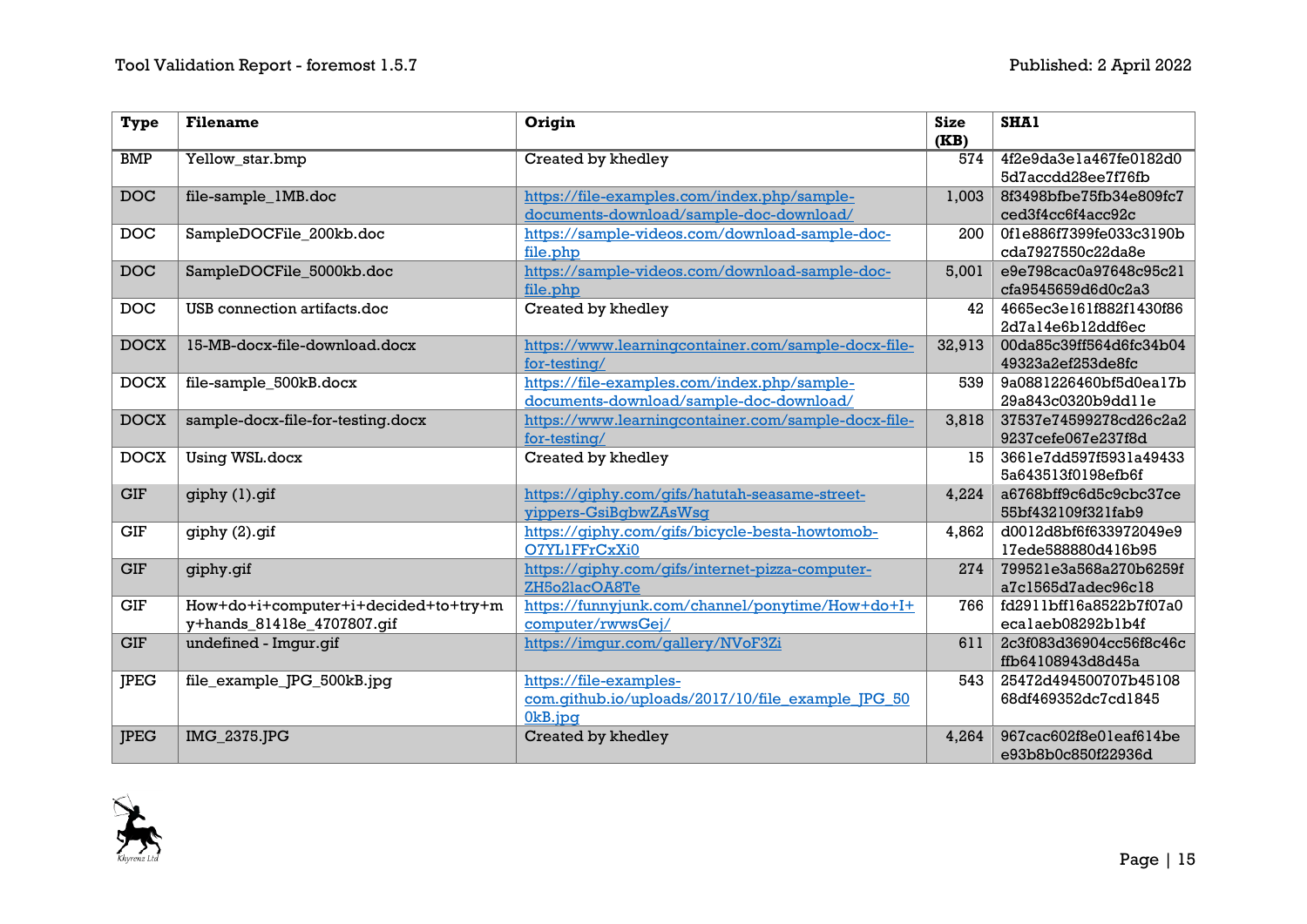| Type | Filename | Origin | Size (KB) | SHA1 |
|---|---|---|---|---|
| BMP | Yellow_star.bmp | Created by khedley | 574 | 4f2e9da3e1a467fe0182d05d7accdd28ee7f76fb |
| DOC | file-sample_1MB.doc | https://file-examples.com/index.php/sample-documents-download/sample-doc-download/ | 1,003 | 8f3498bfbe75fb34e809fc7ced3f4cc6f4acc92c |
| DOC | SampleDOCFile_200kb.doc | https://sample-videos.com/download-sample-doc-file.php | 200 | 0f1e886f7399fe033c3190bcda7927550c22da8e |
| DOC | SampleDOCFile_5000kb.doc | https://sample-videos.com/download-sample-doc-file.php | 5,001 | e9e798cac0a97648c95c21cfa9545659d6d0c2a3 |
| DOC | USB connection artifacts.doc | Created by khedley | 42 | 4665ec3e161f882f1430f862d7a14e6b12ddf6ec |
| DOCX | 15-MB-docx-file-download.docx | https://www.learningcontainer.com/sample-docx-file-for-testing/ | 32,913 | 00da85c39ff564d6fc34b0449323a2ef253de8fc |
| DOCX | file-sample_500kB.docx | https://file-examples.com/index.php/sample-documents-download/sample-doc-download/ | 539 | 9a0881226460bf5d0ea17b29a843c0320b9dd11e |
| DOCX | sample-docx-file-for-testing.docx | https://www.learningcontainer.com/sample-docx-file-for-testing/ | 3,818 | 37537e74599278cd26c2a29237cefe067e237f8d |
| DOCX | Using WSL.docx | Created by khedley | 15 | 3661e7dd597f5931a494335a643513f0198efb6f |
| GIF | giphy (1).gif | https://giphy.com/gifs/hatutah-seasame-street-yippers-GsiBgbwZAsWsg | 4,224 | a6768bff9c6d5c9cbc37ce55bf432109f321fab9 |
| GIF | giphy (2).gif | https://giphy.com/gifs/bicycle-besta-howtomob-O7YL1FFrCxXi0 | 4,862 | d0012d8bf6f633972049e917ede588880d416b95 |
| GIF | giphy.gif | https://giphy.com/gifs/internet-pizza-computer-ZH5o2lacOA8Te | 274 | 799521e3a568a270b6259fa7c1565d7adec96c18 |
| GIF | How+do+i+computer+i+decided+to+try+my+hands_81418e_4707807.gif | https://funnyjunk.com/channel/ponytime/How+do+I+computer/rwwsGej/ | 766 | fd2911bff16a8522b7f07a0eca1aeb08292b1b4f |
| GIF | undefined - Imgur.gif | https://imgur.com/gallery/NVoF3Zi | 611 | 2c3f083d36904cc56f8c46cffb64108943d8d45a |
| JPEG | file_example_JPG_500kB.jpg | https://file-examples-com.github.io/uploads/2017/10/file_example_JPG_500kB.jpg | 543 | 25472d494500707b4510868df469352dc7cd1845 |
| JPEG | IMG_2375.JPG | Created by khedley | 4,264 | 967cac602f8e01eaf614bee93b8b0c850f22936d |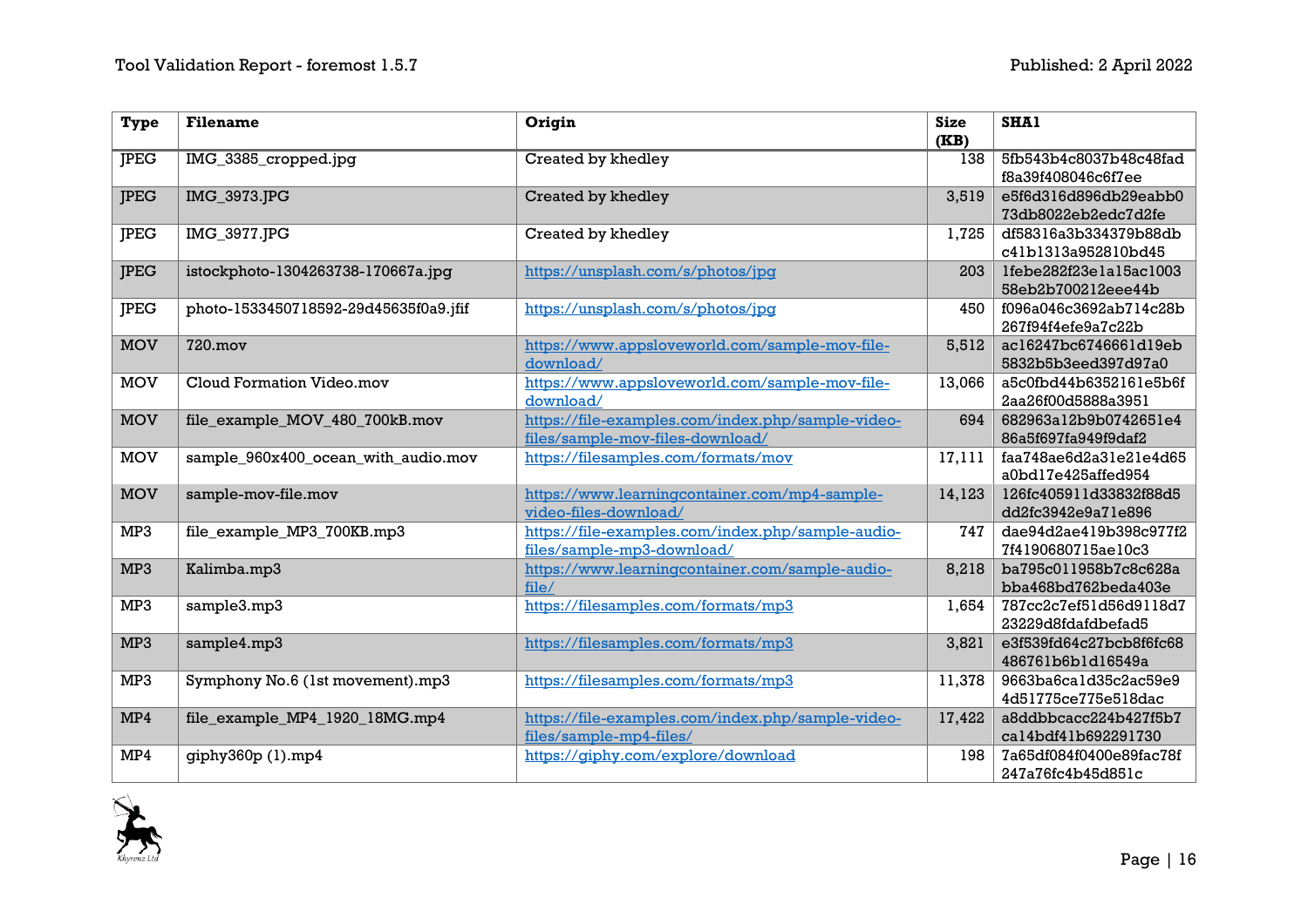| Type | Filename | Origin | Size (KB) | SHA1 |
|---|---|---|---|---|
| JPEG | IMG_3385_cropped.jpg | Created by khedley | 138 | 5fb543b4c8037b48c48fad f8a39f408046c6f7ee |
| JPEG | IMG_3973.JPG | Created by khedley | 3,519 | e5f6d316d896db29eabb0 73db8022eb2edc7d2fe |
| JPEG | IMG_3977.JPG | Created by khedley | 1,725 | df58316a3b334379b88db c41b1313a952810bd45 |
| JPEG | istockphoto-1304263738-170667a.jpg | https://unsplash.com/s/photos/jpg | 203 | 1febe282f23e1a15ac1003 58eb2b700212eee44b |
| JPEG | photo-1533450718592-29d45635f0a9.jfif | https://unsplash.com/s/photos/jpg | 450 | f096a046c3692ab714c28b 267f94f4efe9a7c22b |
| MOV | 720.mov | https://www.appsloveworld.com/sample-mov-file-download/ | 5,512 | ac16247bc6746661d19eb 5832b5b3eed397d97a0 |
| MOV | Cloud Formation Video.mov | https://www.appsloveworld.com/sample-mov-file-download/ | 13,066 | a5c0fbd44b6352161e5b6f 2aa26f00d5888a3951 |
| MOV | file_example_MOV_480_700kB.mov | https://file-examples.com/index.php/sample-video-files/sample-mov-files-download/ | 694 | 682963a12b9b0742651e4 86a5f697fa949f9daf2 |
| MOV | sample_960x400_ocean_with_audio.mov | https://filesamples.com/formats/mov | 17,111 | faa748ae6d2a31e21e4d65 a0bd17e425affed954 |
| MOV | sample-mov-file.mov | https://www.learningcontainer.com/mp4-sample-video-files-download/ | 14,123 | 126fc405911d33832f88d5 dd2fc3942e9a71e896 |
| MP3 | file_example_MP3_700KB.mp3 | https://file-examples.com/index.php/sample-audio-files/sample-mp3-download/ | 747 | dae94d2ae419b398c977f2 7f4190680715ae10c3 |
| MP3 | Kalimba.mp3 | https://www.learningcontainer.com/sample-audio-file/ | 8,218 | ba795c011958b7c8c628a bba468bd762beda403e |
| MP3 | sample3.mp3 | https://filesamples.com/formats/mp3 | 1,654 | 787cc2c7ef51d56d9118d7 23229d8fdafdbefad5 |
| MP3 | sample4.mp3 | https://filesamples.com/formats/mp3 | 3,821 | e3f539fd64c27bcb8f6fc68 486761b6b1d16549a |
| MP3 | Symphony No.6 (1st movement).mp3 | https://filesamples.com/formats/mp3 | 11,378 | 9663ba6ca1d35c2ac59e9 4d51775ce775e518dac |
| MP4 | file_example_MP4_1920_18MG.mp4 | https://file-examples.com/index.php/sample-video-files/sample-mp4-files/ | 17,422 | a8ddbbcacc224b427f5b7 ca14bdf41b692291730 |
| MP4 | giphy360p (1).mp4 | https://giphy.com/explore/download | 198 | 7a65df084f0400e89fac78f 247a76fc4b45d851c |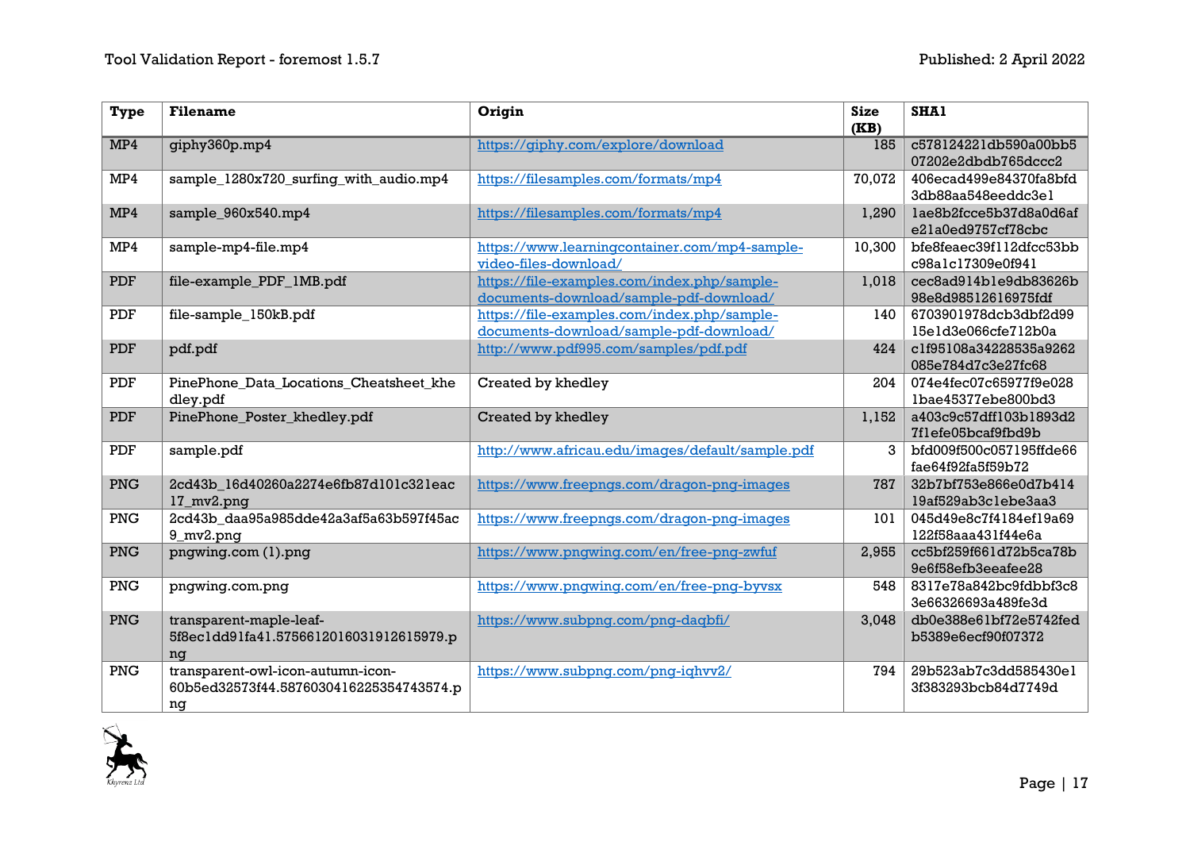| Type | Filename | Origin | Size (KB) | SHA1 |
|---|---|---|---|---|
| MP4 | giphy360p.mp4 | https://giphy.com/explore/download | 185 | c578124221db590a00bb507202e2dbdb765dccc2 |
| MP4 | sample_1280x720_surfing_with_audio.mp4 | https://filesamples.com/formats/mp4 | 70,072 | 406ecad499e84370fa8bfd3db88aa548eeddc3e1 |
| MP4 | sample_960x540.mp4 | https://filesamples.com/formats/mp4 | 1,290 | 1ae8b2fcce5b37d8a0d6afe21a0ed9757cf78cbc |
| MP4 | sample-mp4-file.mp4 | https://www.learningcontainer.com/mp4-sample-video-files-download/ | 10,300 | bfe8feaec39f112dfcc53bbc98a1c17309e0f941 |
| PDF | file-example_PDF_1MB.pdf | https://file-examples.com/index.php/sample-documents-download/sample-pdf-download/ | 1,018 | cec8ad914b1e9db83626b98e8d98512616975fdf |
| PDF | file-sample_150kB.pdf | https://file-examples.com/index.php/sample-documents-download/sample-pdf-download/ | 140 | 6703901978dcb3dbf2d9915e1d3e066cfe712b0a |
| PDF | pdf.pdf | http://www.pdf995.com/samples/pdf.pdf | 424 | c1f95108a34228535a9262085e784d7c3e27fc68 |
| PDF | PinePhone_Data_Locations_Cheatsheet_khedley.pdf | Created by khedley | 204 | 074e4fec07c65977f9e0281bae45377ebe800bd3 |
| PDF | PinePhone_Poster_khedley.pdf | Created by khedley | 1,152 | a403c9c57dff103b1893d27f1efe05bcaf9fbd9b |
| PDF | sample.pdf | http://www.africau.edu/images/default/sample.pdf | 3 | bfd009f500c057195ffde66fae64f92fa5f59b72 |
| PNG | 2cd43b_16d40260a2274e6fb87d101c321eac17_mv2.png | https://www.freepngs.com/dragon-png-images | 787 | 32b7bf753e866e0d7b41419af529ab3c1ebe3aa3 |
| PNG | 2cd43b_daa95a985dde42a3af5a63b597f45ac9_mv2.png | https://www.freepngs.com/dragon-png-images | 101 | 045d49e8c7f4184ef19a69122f58aaa431f44e6a |
| PNG | pngwing.com (1).png | https://www.pngwing.com/en/free-png-zwfuf | 2,955 | cc5bf259f661d72b5ca78b9e6f58efb3eeafee28 |
| PNG | pngwing.com.png | https://www.pngwing.com/en/free-png-byvsx | 548 | 8317e78a842bc9fdbbf3c83e66326693a489fe3d |
| PNG | transparent-maple-leaf-5f8ec1dd91fa41.5756612016031912615979.png | https://www.subpng.com/png-daqbfi/ | 3,048 | db0e388e61bf72e5742fedb5389e6ecf90f07372 |
| PNG | transparent-owl-icon-autumn-icon-60b5ed32573f44.5876030416225354743574.png | https://www.subpng.com/png-iqhvv2/ | 794 | 29b523ab7c3dd585430e13f383293bcb84d7749d |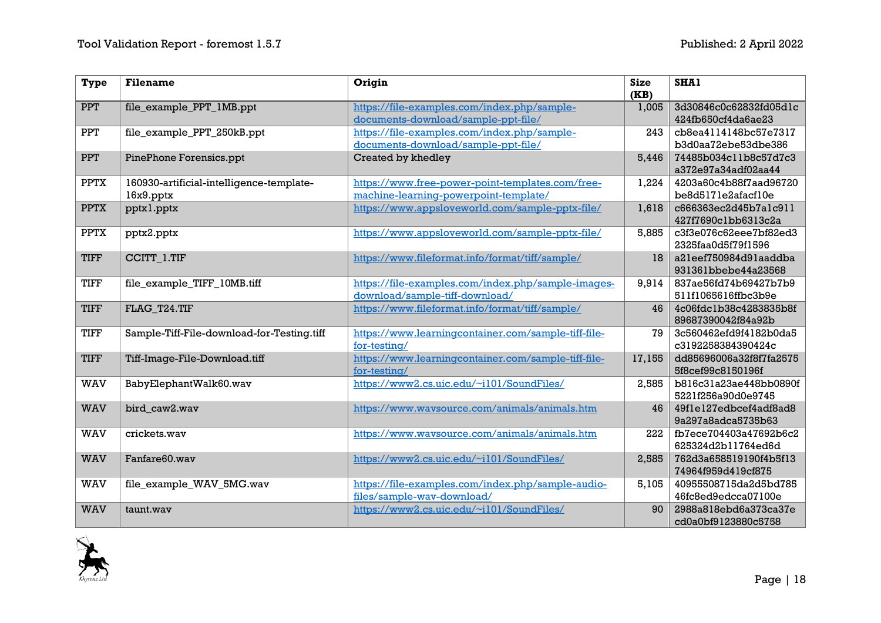| Type | Filename | Origin | Size (KB) | SHA1 |
|---|---|---|---|---|
| PPT | file_example_PPT_1MB.ppt | https://file-examples.com/index.php/sample-documents-download/sample-ppt-file/ | 1,005 | 3d30846c0c62832fd05d1c424fb650cf4da6ae23 |
| PPT | file_example_PPT_250kB.ppt | https://file-examples.com/index.php/sample-documents-download/sample-ppt-file/ | 243 | cb8ea4114148bc57e7317b3d0aa72ebe53dbe386 |
| PPT | PinePhone Forensics.ppt | Created by khedley | 5,446 | 74485b034c11b8c57d7c3a372e97a34adf02aa44 |
| PPTX | 160930-artificial-intelligence-template-16x9.pptx | https://www.free-power-point-templates.com/free-machine-learning-powerpoint-template/ | 1,224 | 4203a60c4b88f7aad96720be8d5171e2afacf10e |
| PPTX | pptx1.pptx | https://www.appsloveworld.com/sample-pptx-file/ | 1,618 | c666363ec2d45b7a1c911427f7690c1bb6313c2a |
| PPTX | pptx2.pptx | https://www.appsloveworld.com/sample-pptx-file/ | 5,885 | c3f3e076c62eee7bf82ed32325faa0d5f79f1596 |
| TIFF | CCITT_1.TIF | https://www.fileformat.info/format/tiff/sample/ | 18 | a21eef750984d91aaddba931361bbebe44a23568 |
| TIFF | file_example_TIFF_10MB.tiff | https://file-examples.com/index.php/sample-images-download/sample-tiff-download/ | 9,914 | 837ae56fd74b69427b7b9511f1065616ffbc3b9e |
| TIFF | FLAG_T24.TIF | https://www.fileformat.info/format/tiff/sample/ | 46 | 4c06fdc1b38c4283835b8f89687390042f84a92b |
| TIFF | Sample-Tiff-File-download-for-Testing.tiff | https://www.learningcontainer.com/sample-tiff-file-for-testing/ | 79 | 3c560462efd9f4182b0da5c3192258384390424c |
| TIFF | Tiff-Image-File-Download.tiff | https://www.learningcontainer.com/sample-tiff-file-for-testing/ | 17,155 | dd85696006a32f8f7fa25755f8cef99c8150196f |
| WAV | BabyElephantWalk60.wav | https://www2.cs.uic.edu/~i101/SoundFiles/ | 2,585 | b816c31a23ae448bb0890f5221f256a90d0e9745 |
| WAV | bird_caw2.wav | https://www.wavsource.com/animals/animals.htm | 46 | 49f1e127edbcef4adf8ad89a297a8adca5735b63 |
| WAV | crickets.wav | https://www.wavsource.com/animals/animals.htm | 222 | fb7ece704403a47692b6c2625324d2b11764ed6d |
| WAV | Fanfare60.wav | https://www2.cs.uic.edu/~i101/SoundFiles/ | 2,585 | 762d3a658519190f4b5f1374964f959d419cf875 |
| WAV | file_example_WAV_5MG.wav | https://file-examples.com/index.php/sample-audio-files/sample-wav-download/ | 5,105 | 40955508715da2d5bd78546fc8ed9edcca07100e |
| WAV | taunt.wav | https://www2.cs.uic.edu/~i101/SoundFiles/ | 90 | 2988a818ebd6a373ca37ecd0a0bf9123880c5758 |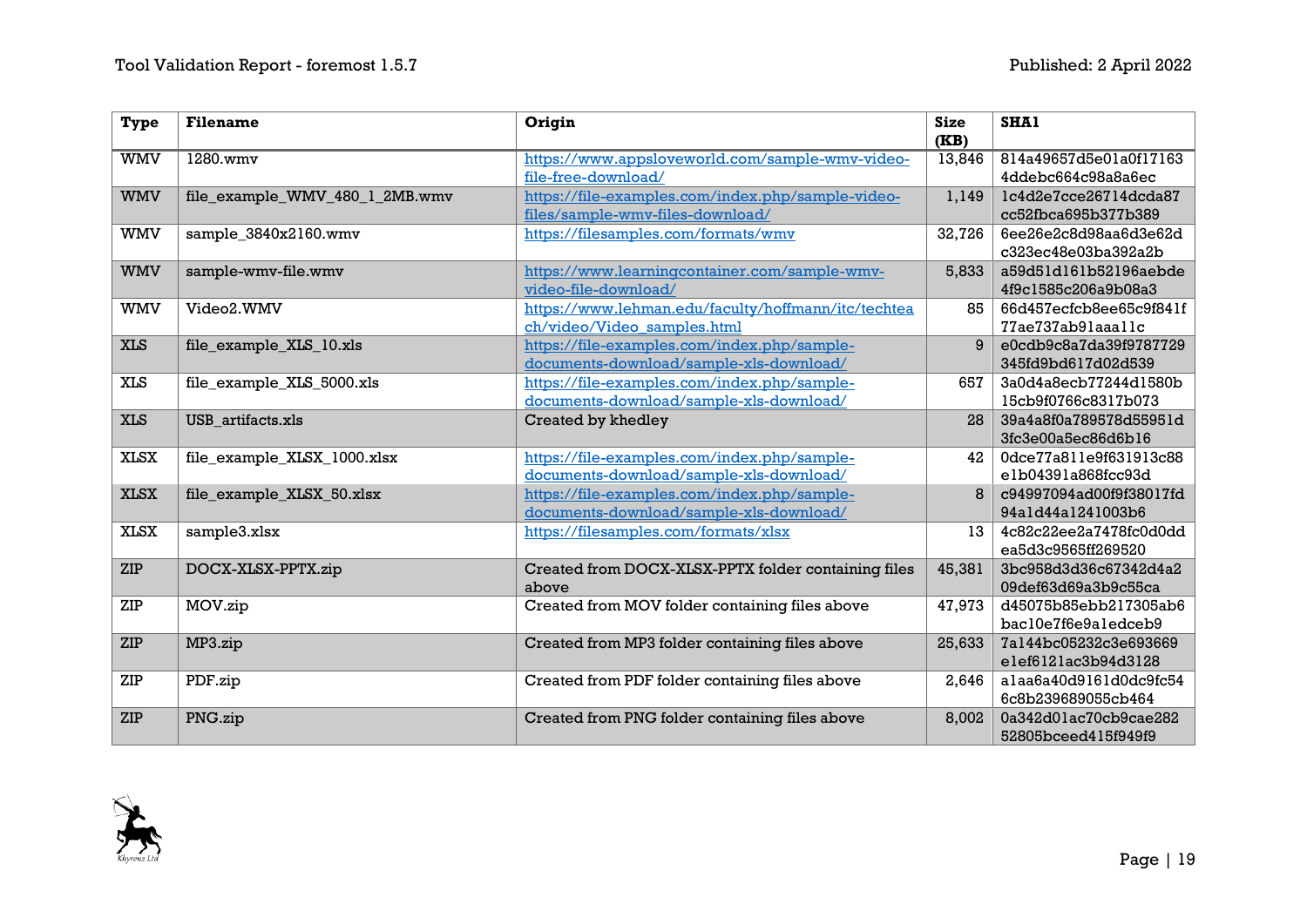| Type | Filename | Origin | Size (KB) | SHA1 |
|---|---|---|---|---|
| WMV | 1280.wmv | https://www.appsloveworld.com/sample-wmv-video-file-free-download/ | 13,846 | 814a49657d5e01a0f17163 4ddebc664c98a8a6ec |
| WMV | file_example_WMV_480_1_2MB.wmv | https://file-examples.com/index.php/sample-video-files/sample-wmv-files-download/ | 1,149 | 1c4d2e7cce26714dcda87 cc52fbca695b377b389 |
| WMV | sample_3840x2160.wmv | https://filesamples.com/formats/wmv | 32,726 | 6ee26e2c8d98aa6d3e62d c323ec48e03ba392a2b |
| WMV | sample-wmv-file.wmv | https://www.learningcontainer.com/sample-wmv-video-file-download/ | 5,833 | a59d51d161b52196aebde 4f9c1585c206a9b08a3 |
| WMV | Video2.WMV | https://www.lehman.edu/faculty/hoffmann/itc/techtech/video/Video_samples.html | 85 | 66d457ecfcb8ee65c9f841f 77ae737ab91aaa11c |
| XLS | file_example_XLS_10.xls | https://file-examples.com/index.php/sample-documents-download/sample-xls-download/ | 9 | e0cdb9c8a7da39f9787729 345fd9bd617d02d539 |
| XLS | file_example_XLS_5000.xls | https://file-examples.com/index.php/sample-documents-download/sample-xls-download/ | 657 | 3a0d4a8ecb77244d1580b 15cb9f0766c8317b073 |
| XLS | USB_artifacts.xls | Created by khedley | 28 | 39a4a8f0a789578d55951d 3fc3e00a5ec86d6b16 |
| XLSX | file_example_XLSX_1000.xlsx | https://file-examples.com/index.php/sample-documents-download/sample-xls-download/ | 42 | 0dce77a811e9f631913c88 e1b04391a868fcc93d |
| XLSX | file_example_XLSX_50.xlsx | https://file-examples.com/index.php/sample-documents-download/sample-xls-download/ | 8 | c94997094ad00f9f38017fd 94a1d44a1241003b6 |
| XLSX | sample3.xlsx | https://filesamples.com/formats/xlsx | 13 | 4c82c22ee2a7478fc0d0dd ea5d3c9565ff269520 |
| ZIP | DOCX-XLSX-PPTX.zip | Created from DOCX-XLSX-PPTX folder containing files above | 45,381 | 3bc958d3d36c67342d4a2 09def63d69a3b9c55ca |
| ZIP | MOV.zip | Created from MOV folder containing files above | 47,973 | d45075b85ebb217305ab6 bac10e7f6e9a1edceb9 |
| ZIP | MP3.zip | Created from MP3 folder containing files above | 25,633 | 7a144bc05232c3e693669 e1ef6121ac3b94d3128 |
| ZIP | PDF.zip | Created from PDF folder containing files above | 2,646 | a1aa6a40d9161d0dc9fc54 6c8b239689055cb464 |
| ZIP | PNG.zip | Created from PNG folder containing files above | 8,002 | 0a342d01ac70cb9cae282 52805bceed415f949f9 |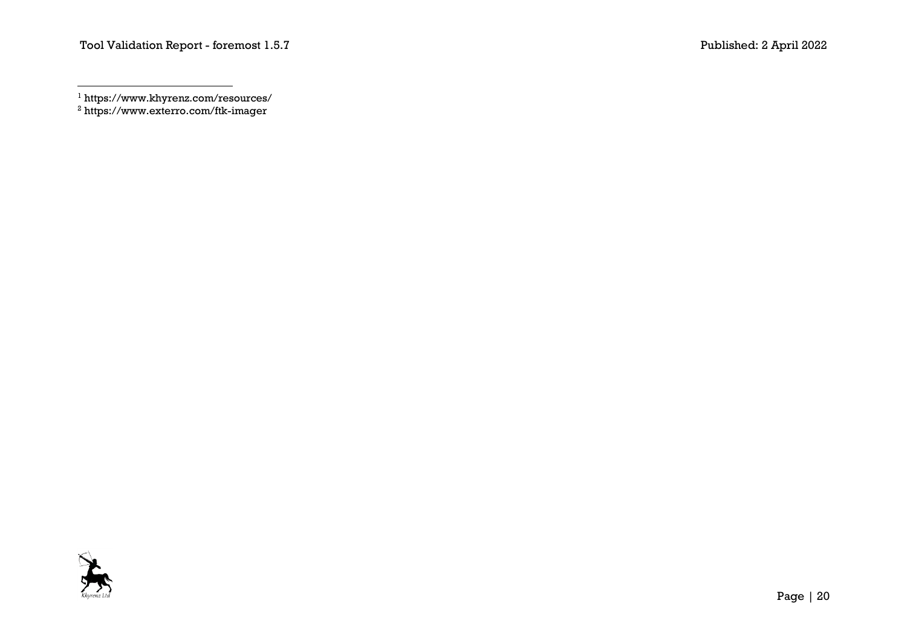[1] https://www.khyrenz.com/resources/

[2] https://www.exterro.com/ftk-imager